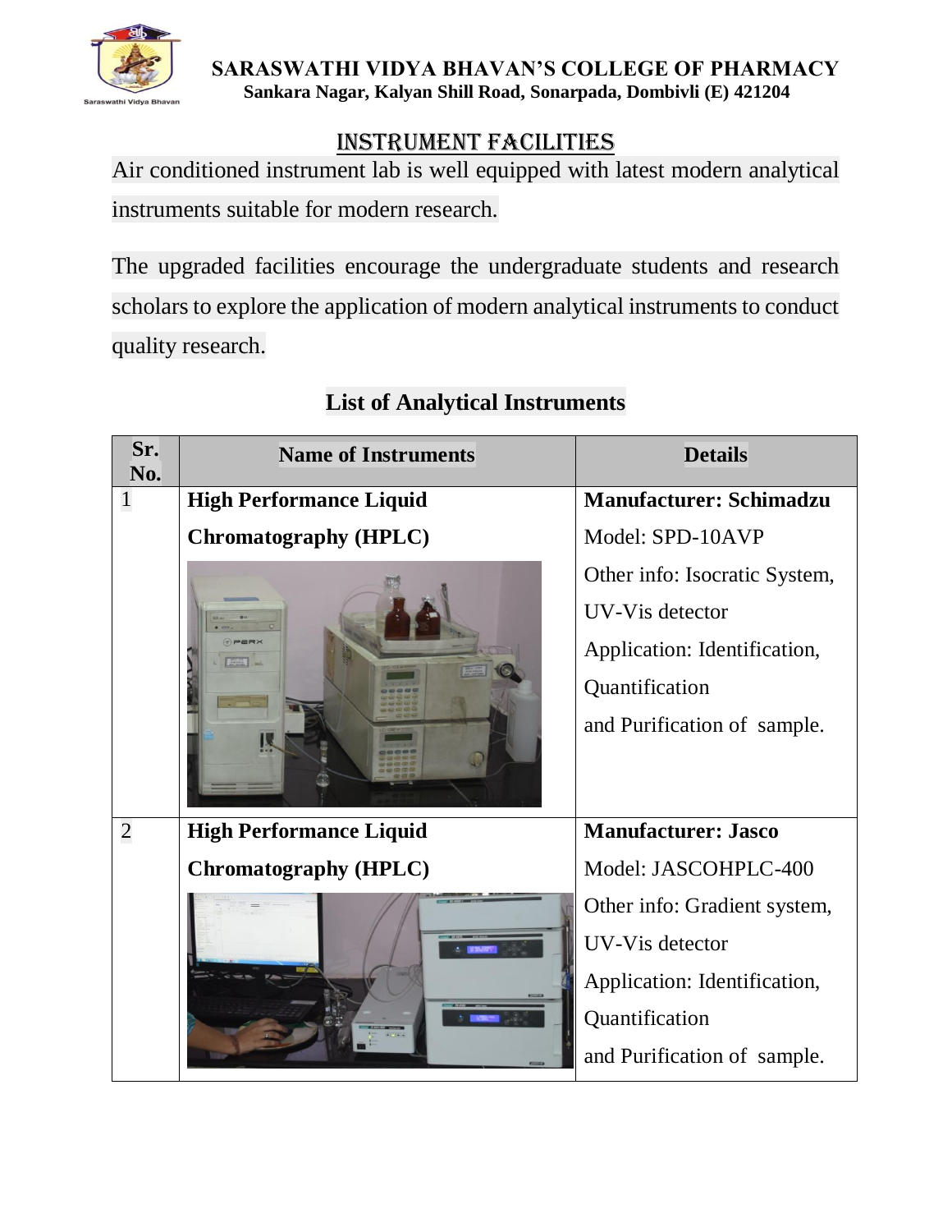**SARASWATHI VIDYA BHAVAN'S COLLEGE OF PHARMACY**
**Sankara Nagar, Kalyan Shill Road, Sonarpada, Dombivli (E) 421204**

# INSTRUMENT FACILITIES

Air conditioned instrument lab is well equipped with latest modern analytical instruments suitable for modern research.

The upgraded facilities encourage the undergraduate students and research scholars to explore the application of modern analytical instruments to conduct quality research.

## List of Analytical Instruments

| Sr. No. | Name of Instruments | Details |
|---|---|---|
| 1 | **High Performance Liquid Chromatography (HPLC)** | **Manufacturer: Schimadzu**<br>Model: SPD-10AVP<br>Other info: Isocratic System, UV-Vis detector<br>Application: Identification, Quantification and Purification of sample. |
| 2 | **High Performance Liquid Chromatography (HPLC)** | **Manufacturer: Jasco**<br>Model: JASCOHPLC-400<br>Other info: Gradient system, UV-Vis detector<br>Application: Identification, Quantification and Purification of sample. |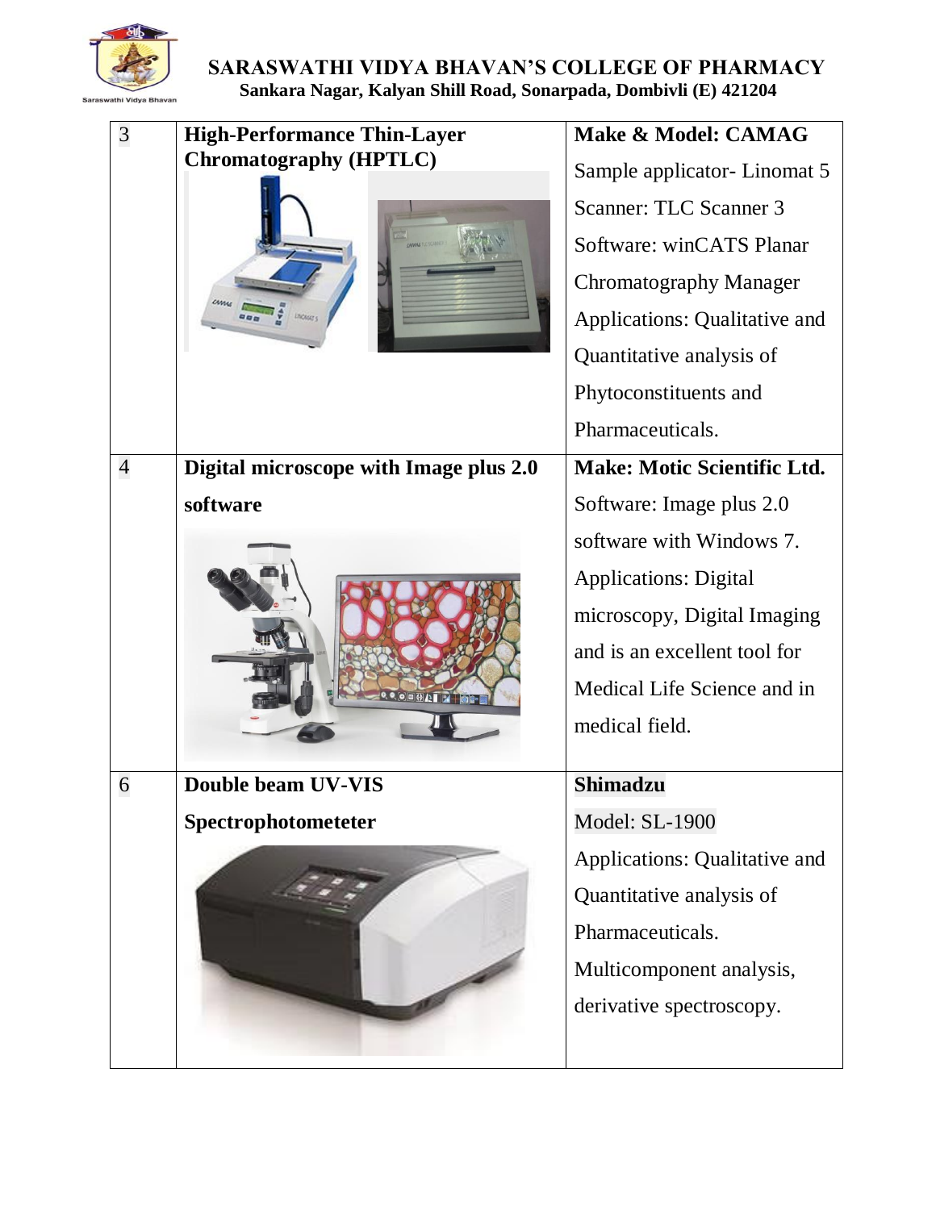| | | |
|---|---|---|
| 3 | **High-Performance Thin-Layer Chromatography (HPTLC)** | **Make & Model: CAMAG**<br>Sample applicator- Linomat 5<br>Scanner: TLC Scanner 3<br>Software: winCATS Planar Chromatography Manager<br>Applications: Qualitative and Quantitative analysis of Phytoconstituents and Pharmaceuticals. |
| 4 | **Digital microscope with Image plus 2.0 software** | **Make: Motic Scientific Ltd.**<br>Software: Image plus 2.0 software with Windows 7.<br>Applications: Digital microscopy, Digital Imaging and is an excellent tool for Medical Life Science and in medical field. |
| 6 | **Double beam UV-VIS Spectrophotometeter** | **Shimadzu**<br>Model: SL-1900<br>Applications: Qualitative and Quantitative analysis of Pharmaceuticals.<br>Multicomponent analysis, derivative spectroscopy. |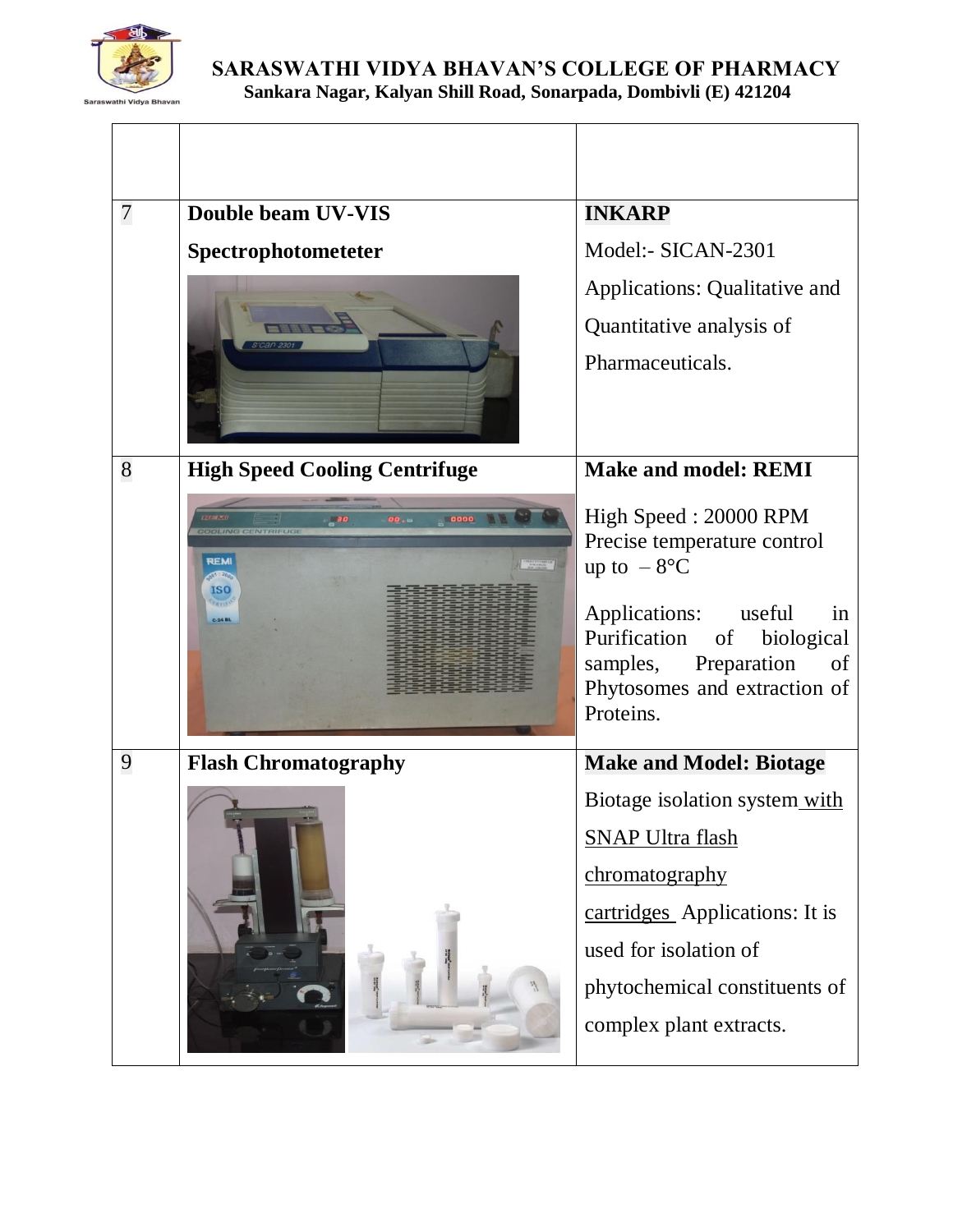| | | |
|---|---|---|
| | | |
| 7 | **Double beam UV-VIS Spectrophotometeter** | **INKARP** Model:- SICAN-2301 Applications: Qualitative and Quantitative analysis of Pharmaceuticals. |
| 8 | **High Speed Cooling Centrifuge** | **Make and model: REMI** High Speed : 20000 RPM Precise temperature control up to – 8°C Applications: useful in Purification of biological samples, Preparation of Phytosomes and extraction of Proteins. |
| 9 | **Flash Chromatography** | **Make and Model: Biotage** Biotage isolation system with SNAP Ultra flash chromatography cartridges Applications: It is used for isolation of phytochemical constituents of complex plant extracts. |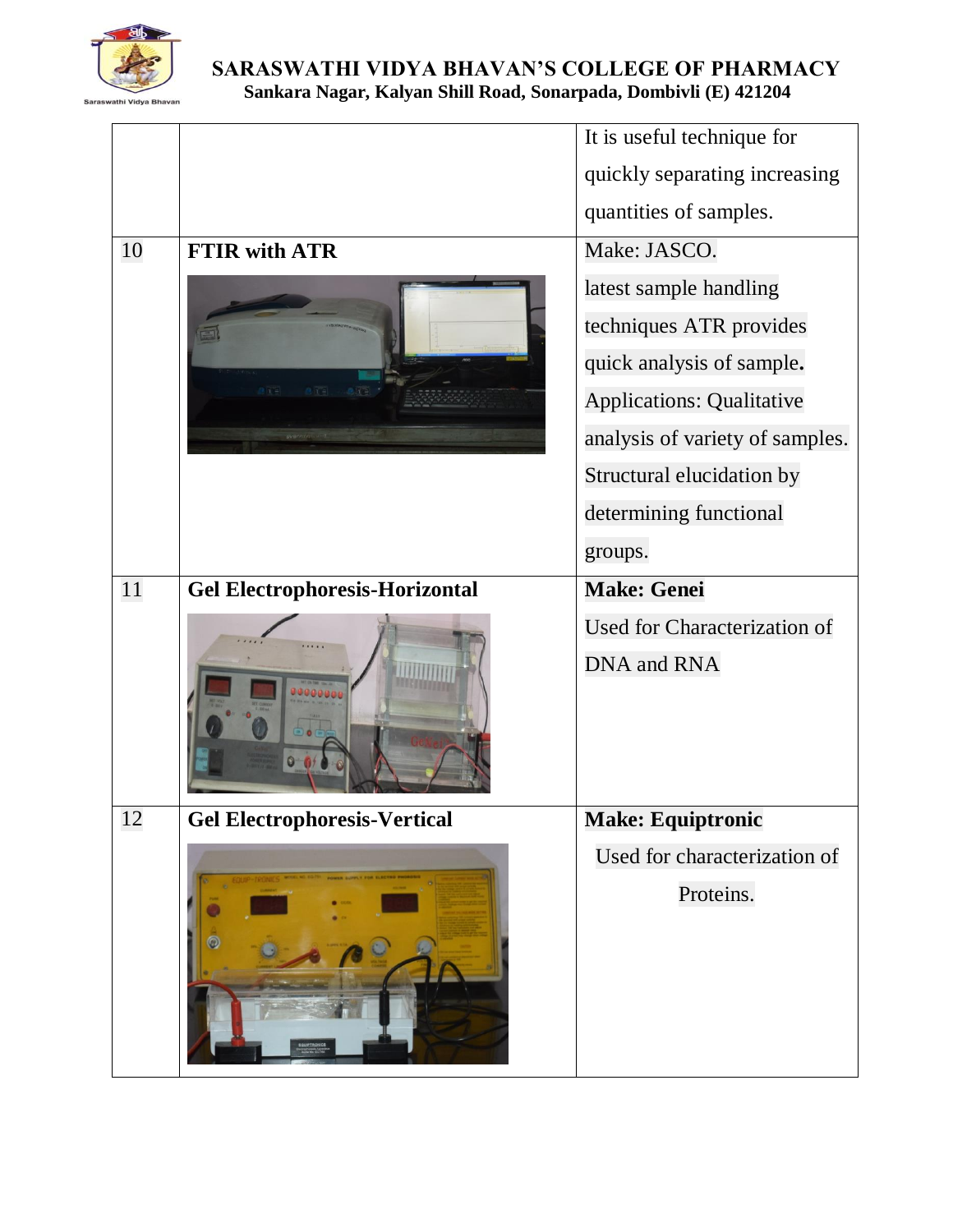| | | |
|---|---|---|
| | | It is useful technique for quickly separating increasing quantities of samples. |
| 10 | **FTIR with ATR** | Make: JASCO. latest sample handling techniques ATR provides quick analysis of sample**.** Applications: Qualitative analysis of variety of samples. Structural elucidation by determining functional groups. |
| 11 | **Gel Electrophoresis-Horizontal** | **Make: Genei** Used for Characterization of DNA and RNA |
| 12 | **Gel Electrophoresis-Vertical** | **Make: Equiptronic** Used for characterization of Proteins. |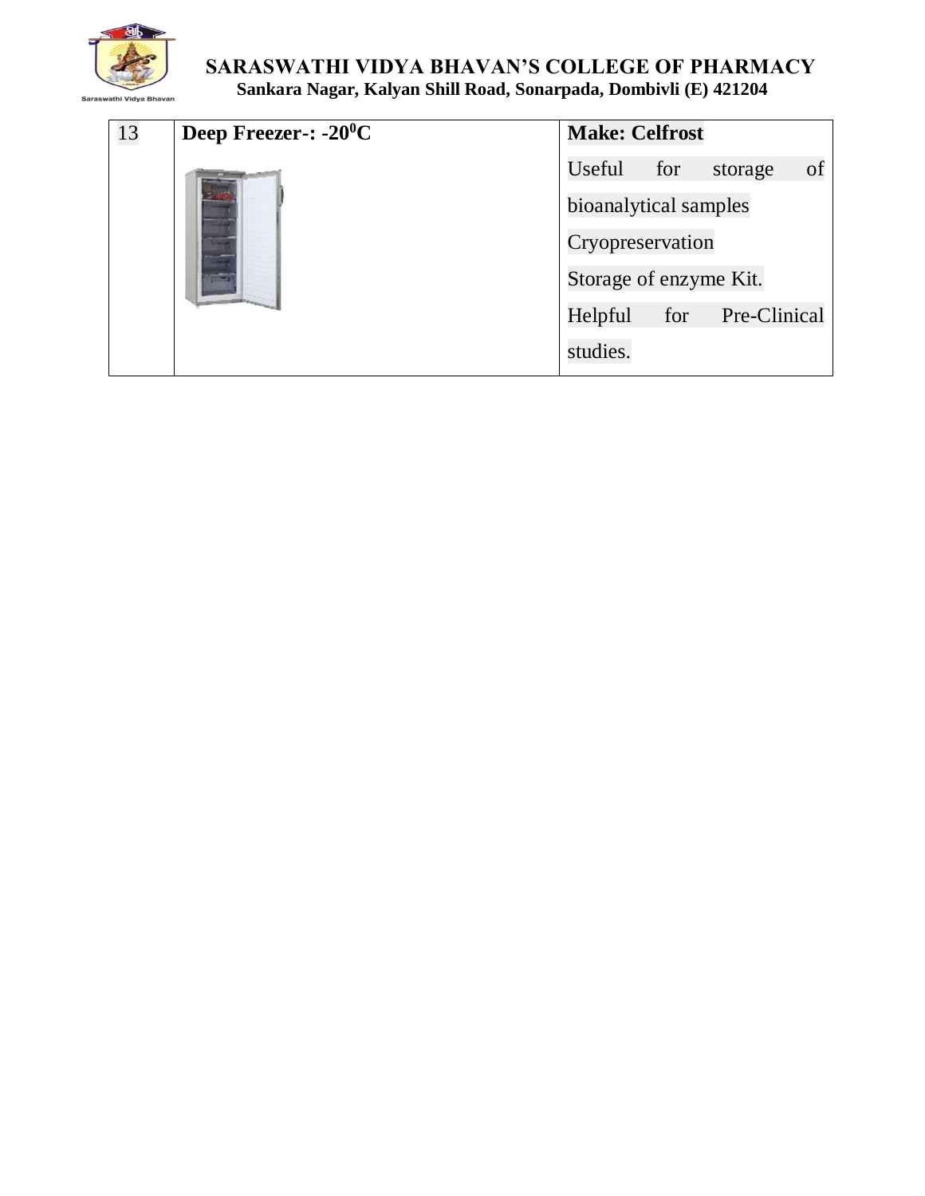| | | |
|---|---|---|
| 13 | **Deep Freezer-: -20$^0$C** | **Make: Celfrost**<br>Useful for storage of bioanalytical samples<br>Cryopreservation<br>Storage of enzyme Kit.<br>Helpful for Pre-Clinical studies. |